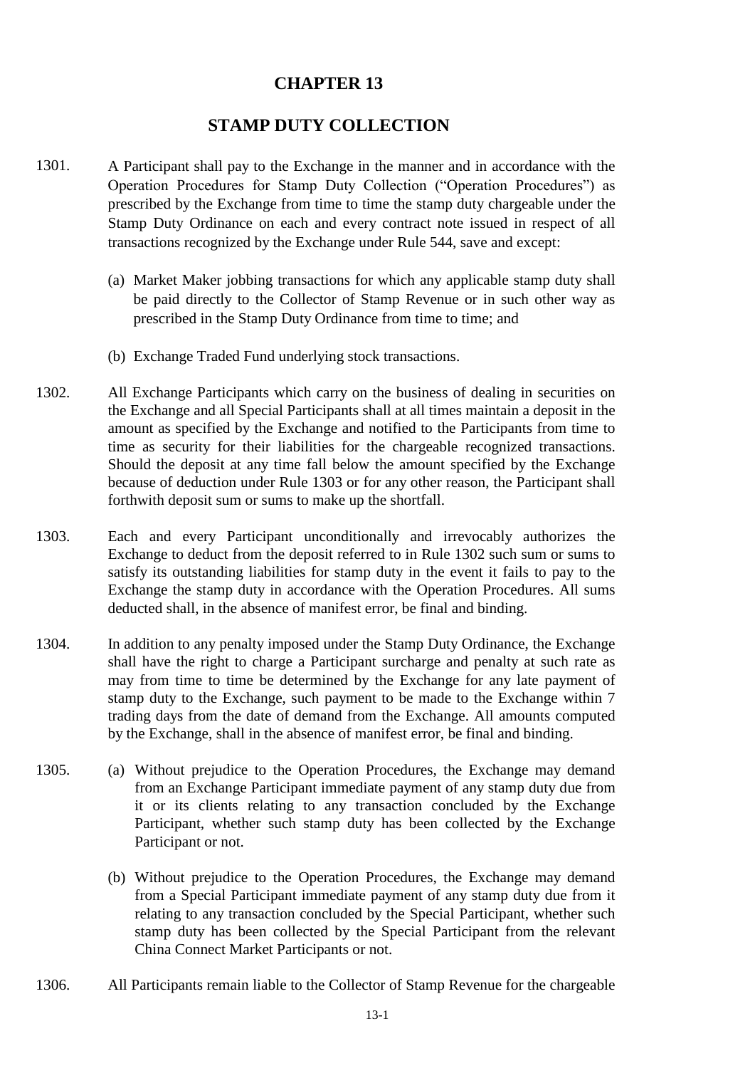# CHAPTER 13

## STAMP DUTY COLLECTION

1301. A Participant shall pay to the Exchange in the manner and in accordance with the Operation Procedures for Stamp Duty Collection ("Operation Procedures") as prescribed by the Exchange from time to time the stamp duty chargeable under the Stamp Duty Ordinance on each and every contract note issued in respect of all transactions recognized by the Exchange under Rule 544, save and except:

    (a) Market Maker jobbing transactions for which any applicable stamp duty shall be paid directly to the Collector of Stamp Revenue or in such other way as prescribed in the Stamp Duty Ordinance from time to time; and

    (b) Exchange Traded Fund underlying stock transactions.

1302. All Exchange Participants which carry on the business of dealing in securities on the Exchange and all Special Participants shall at all times maintain a deposit in the amount as specified by the Exchange and notified to the Participants from time to time as security for their liabilities for the chargeable recognized transactions. Should the deposit at any time fall below the amount specified by the Exchange because of deduction under Rule 1303 or for any other reason, the Participant shall forthwith deposit sum or sums to make up the shortfall.

1303. Each and every Participant unconditionally and irrevocably authorizes the Exchange to deduct from the deposit referred to in Rule 1302 such sum or sums to satisfy its outstanding liabilities for stamp duty in the event it fails to pay to the Exchange the stamp duty in accordance with the Operation Procedures. All sums deducted shall, in the absence of manifest error, be final and binding.

1304. In addition to any penalty imposed under the Stamp Duty Ordinance, the Exchange shall have the right to charge a Participant surcharge and penalty at such rate as may from time to time be determined by the Exchange for any late payment of stamp duty to the Exchange, such payment to be made to the Exchange within 7 trading days from the date of demand from the Exchange. All amounts computed by the Exchange, shall in the absence of manifest error, be final and binding.

1305. (a) Without prejudice to the Operation Procedures, the Exchange may demand from an Exchange Participant immediate payment of any stamp duty due from it or its clients relating to any transaction concluded by the Exchange Participant, whether such stamp duty has been collected by the Exchange Participant or not.

    (b) Without prejudice to the Operation Procedures, the Exchange may demand from a Special Participant immediate payment of any stamp duty due from it relating to any transaction concluded by the Special Participant, whether such stamp duty has been collected by the Special Participant from the relevant China Connect Market Participants or not.

1306. All Participants remain liable to the Collector of Stamp Revenue for the chargeable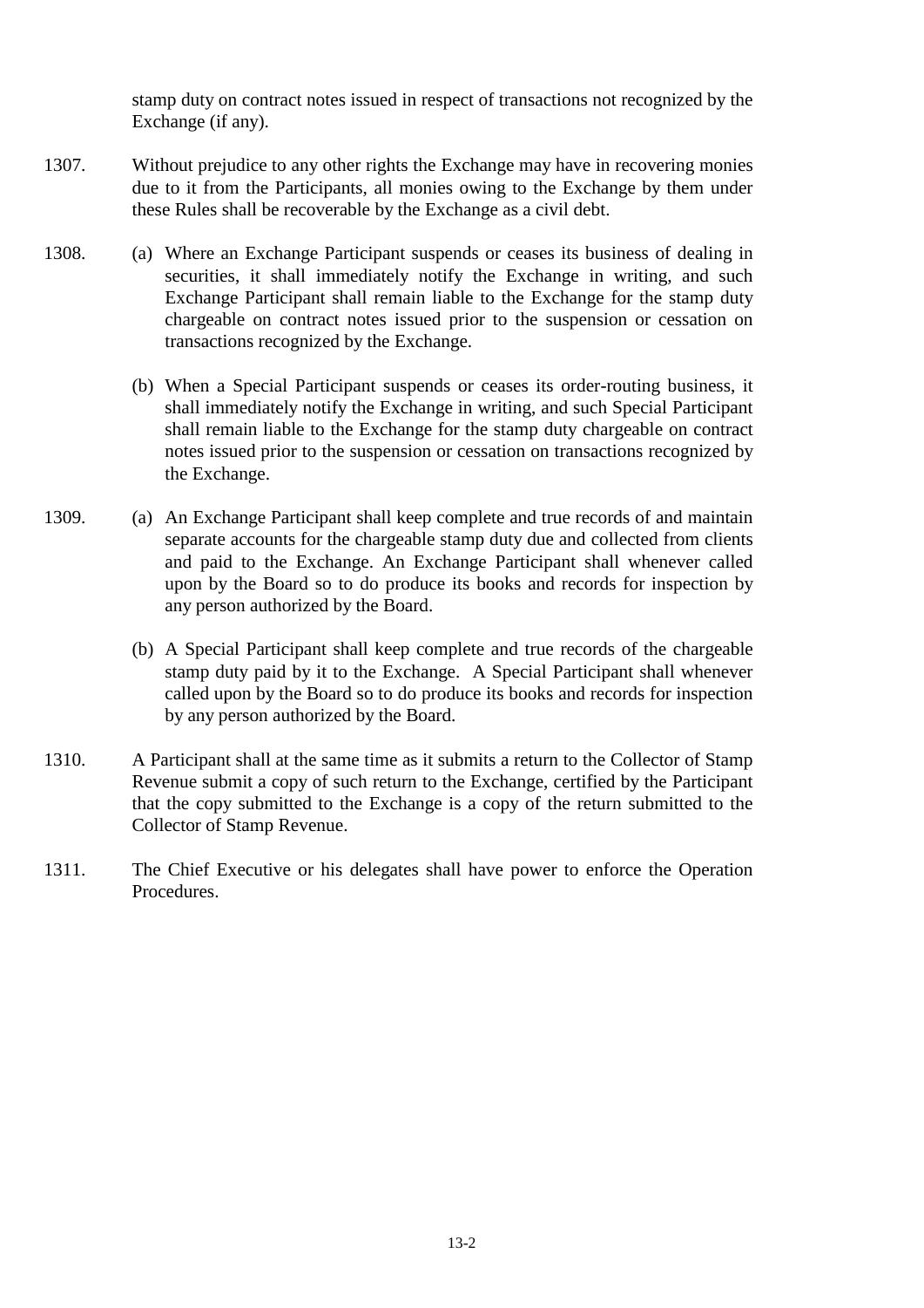stamp duty on contract notes issued in respect of transactions not recognized by the Exchange (if any).

1307. Without prejudice to any other rights the Exchange may have in recovering monies due to it from the Participants, all monies owing to the Exchange by them under these Rules shall be recoverable by the Exchange as a civil debt.

1308. (a) Where an Exchange Participant suspends or ceases its business of dealing in securities, it shall immediately notify the Exchange in writing, and such Exchange Participant shall remain liable to the Exchange for the stamp duty chargeable on contract notes issued prior to the suspension or cessation on transactions recognized by the Exchange.

(b) When a Special Participant suspends or ceases its order-routing business, it shall immediately notify the Exchange in writing, and such Special Participant shall remain liable to the Exchange for the stamp duty chargeable on contract notes issued prior to the suspension or cessation on transactions recognized by the Exchange.

1309. (a) An Exchange Participant shall keep complete and true records of and maintain separate accounts for the chargeable stamp duty due and collected from clients and paid to the Exchange. An Exchange Participant shall whenever called upon by the Board so to do produce its books and records for inspection by any person authorized by the Board.

(b) A Special Participant shall keep complete and true records of the chargeable stamp duty paid by it to the Exchange. A Special Participant shall whenever called upon by the Board so to do produce its books and records for inspection by any person authorized by the Board.

1310. A Participant shall at the same time as it submits a return to the Collector of Stamp Revenue submit a copy of such return to the Exchange, certified by the Participant that the copy submitted to the Exchange is a copy of the return submitted to the Collector of Stamp Revenue.

1311. The Chief Executive or his delegates shall have power to enforce the Operation Procedures.